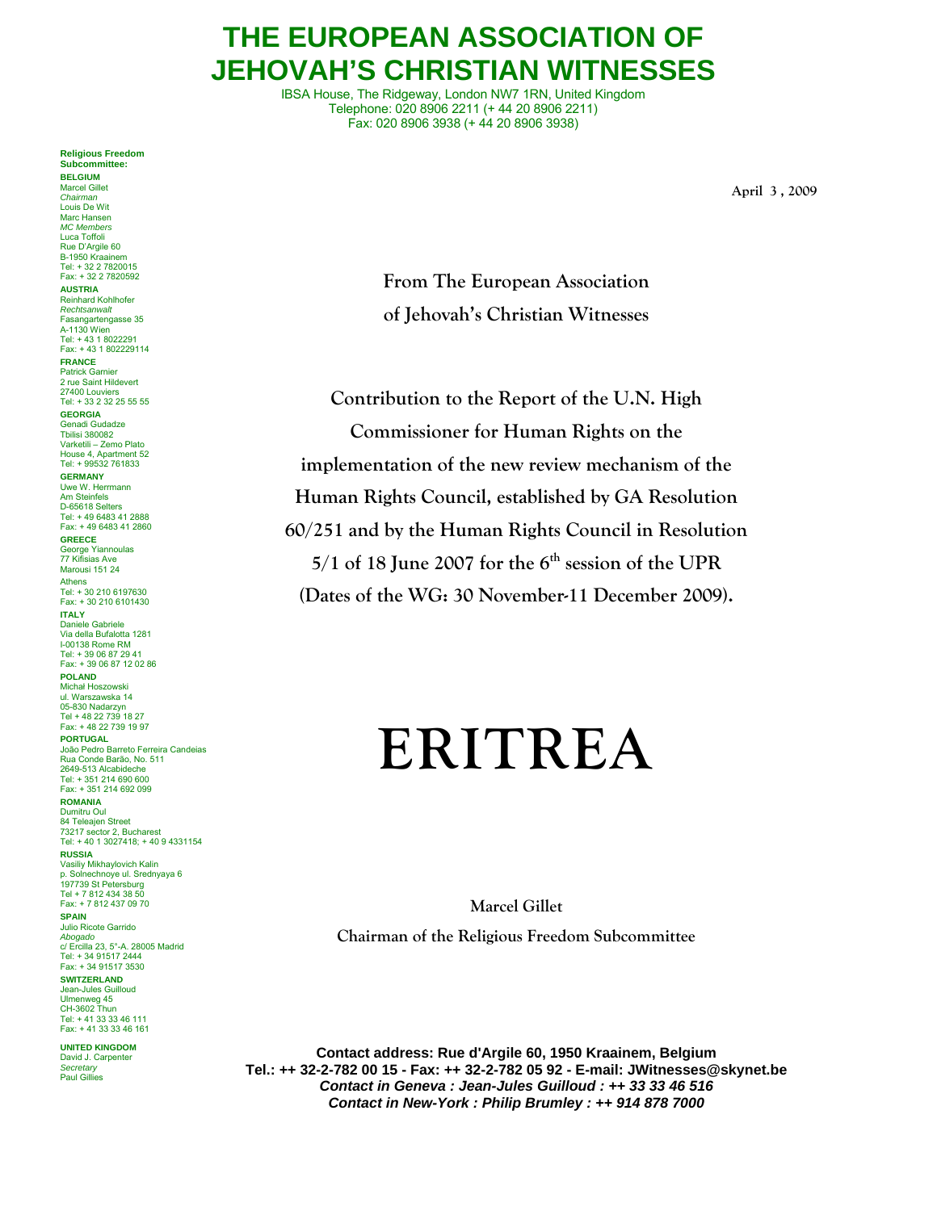# THE EUROPEAN ASSOCIATION OF JEHOVAH'S CHRISTIAN WITNESSES

IBSA House, The Ridgeway, London NW7 1RN, United Kingdom
Telephone: 020 8906 2211 (+ 44 20 8906 2211)
Fax: 020 8906 3938 (+ 44 20 8906 3938)

**Religious Freedom Subcommittee:**

**BELGIUM**
Marcel Gillet
*Chairman*
Louis De Wit
Marc Hansen
*MC Members*
Luca Toffoli
Rue D'Argile 60
B-1950 Kraainem
Tel: + 32 2 7820015
Fax: + 32 2 7820592

**AUSTRIA**
Reinhard Kohlhofer
*Rechtsanwalt*
Fasangartengasse 35
A-1130 Wien
Tel: + 43 1 8022291
Fax: + 43 1 802229114

**FRANCE**
Patrick Garnier
2 rue Saint Hildevert
27400 Louviers
Tel: + 33 2 32 25 55 55

**GEORGIA**
Genadi Gudadze
Tbilisi 380082
Varketili – Zemo Plato
House 4, Apartment 52
Tel: + 99532 761833

**GERMANY**
Uwe W. Herrmann
Am Steinfels
D-65618 Selters
Tel: + 49 6483 41 2888
Fax: + 49 6483 41 2860

**GREECE**
George Yiannoulas
77 Kifisias Ave
Marousi 151 24
Athens
Tel: + 30 210 6197630
Fax: + 30 210 6101430

**ITALY**
Daniele Gabriele
Via della Bufalotta 1281
I-00138 Rome RM
Tel: + 39 06 87 29 41
Fax: + 39 06 87 12 02 86

**POLAND**
Michał Hoszowski
ul. Warszawska 14
05-830 Nadarzyn
Tel + 48 22 739 18 27
Fax: + 48 22 739 19 97

**PORTUGAL**
João Pedro Barreto Ferreira Candeias
Rua Conde Barão, No. 511
2649-513 Alcabideche
Tel: + 351 214 690 600
Fax: + 351 214 692 099

**ROMANIA**
Dumitru Oul
84 Teleajen Street
73217 sector 2, Bucharest
Tel: + 40 1 3027418; + 40 9 4331154

**RUSSIA**
Vasiliy Mikhaylovich Kalin
p. Solnechnoye ul. Srednyaya 6
197739 St Petersburg
Tel + 7 812 434 38 50
Fax: + 7 812 437 09 70

**SPAIN**
Julio Ricote Garrido
*Abogado*
c/ Ercilla 23, 5°-A. 28005 Madrid
Tel: + 34 91517 2444
Fax: + 34 91517 3530

**SWITZERLAND**
Jean-Jules Guilloud
Ulmenweg 45
CH-3602 Thun
Tel: + 41 33 33 46 111
Fax: + 41 33 33 46 161

**UNITED KINGDOM**
David J. Carpenter
*Secretary*
Paul Gillies

**April 3 , 2009**

**From The European Association of Jehovah's Christian Witnesses**

**Contribution to the Report of the U.N. High Commissioner for Human Rights on the implementation of the new review mechanism of the Human Rights Council, established by GA Resolution 60/251 and by the Human Rights Council in Resolution 5/1 of 18 June 2007 for the 6th session of the UPR (Dates of the WG: 30 November-11 December 2009).**

# ERITREA

**Marcel Gillet**

**Chairman of the Religious Freedom Subcommittee**

**Contact address: Rue d'Argile 60, 1950 Kraainem, Belgium**
**Tel.: ++ 32-2-782 00 15 - Fax: ++ 32-2-782 05 92 - E-mail: JWitnesses@skynet.be**
***Contact in Geneva : Jean-Jules Guilloud : ++ 33 33 46 516***
***Contact in New-York : Philip Brumley : ++ 914 878 7000***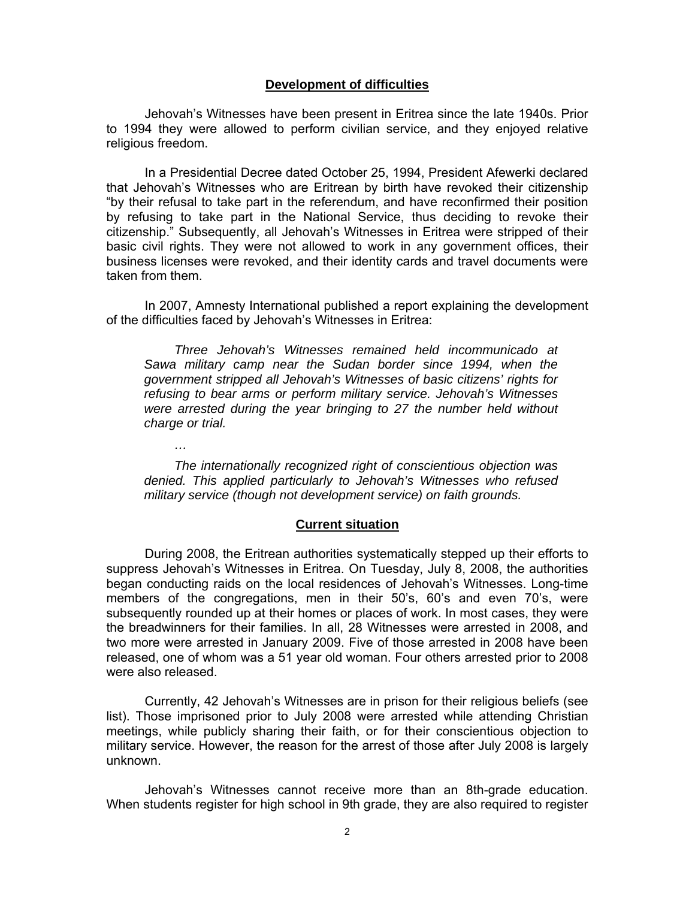## Development of difficulties

Jehovah's Witnesses have been present in Eritrea since the late 1940s. Prior to 1994 they were allowed to perform civilian service, and they enjoyed relative religious freedom.

In a Presidential Decree dated October 25, 1994, President Afewerki declared that Jehovah's Witnesses who are Eritrean by birth have revoked their citizenship "by their refusal to take part in the referendum, and have reconfirmed their position by refusing to take part in the National Service, thus deciding to revoke their citizenship." Subsequently, all Jehovah's Witnesses in Eritrea were stripped of their basic civil rights. They were not allowed to work in any government offices, their business licenses were revoked, and their identity cards and travel documents were taken from them.

In 2007, Amnesty International published a report explaining the development of the difficulties faced by Jehovah's Witnesses in Eritrea:

> *Three Jehovah's Witnesses remained held incommunicado at Sawa military camp near the Sudan border since 1994, when the government stripped all Jehovah's Witnesses of basic citizens' rights for refusing to bear arms or perform military service. Jehovah's Witnesses were arrested during the year bringing to 27 the number held without charge or trial.*
>
> *…*
>
> *The internationally recognized right of conscientious objection was denied. This applied particularly to Jehovah's Witnesses who refused military service (though not development service) on faith grounds.*

## Current situation

During 2008, the Eritrean authorities systematically stepped up their efforts to suppress Jehovah's Witnesses in Eritrea. On Tuesday, July 8, 2008, the authorities began conducting raids on the local residences of Jehovah's Witnesses. Long-time members of the congregations, men in their 50's, 60's and even 70's, were subsequently rounded up at their homes or places of work. In most cases, they were the breadwinners for their families. In all, 28 Witnesses were arrested in 2008, and two more were arrested in January 2009. Five of those arrested in 2008 have been released, one of whom was a 51 year old woman. Four others arrested prior to 2008 were also released.

Currently, 42 Jehovah's Witnesses are in prison for their religious beliefs (see list). Those imprisoned prior to July 2008 were arrested while attending Christian meetings, while publicly sharing their faith, or for their conscientious objection to military service. However, the reason for the arrest of those after July 2008 is largely unknown.

Jehovah's Witnesses cannot receive more than an 8th-grade education. When students register for high school in 9th grade, they are also required to register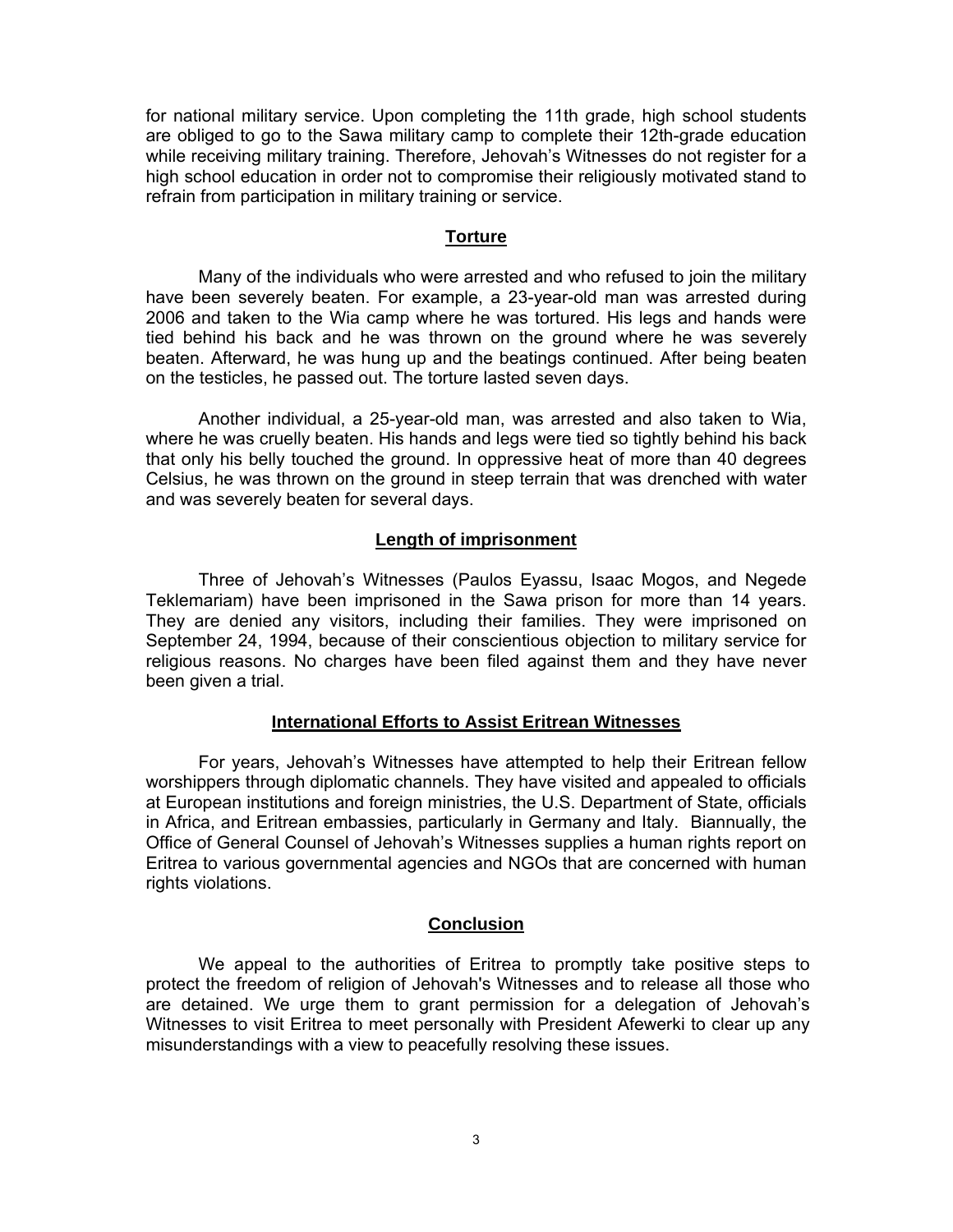for national military service. Upon completing the 11th grade, high school students are obliged to go to the Sawa military camp to complete their 12th-grade education while receiving military training. Therefore, Jehovah's Witnesses do not register for a high school education in order not to compromise their religiously motivated stand to refrain from participation in military training or service.

## Torture

Many of the individuals who were arrested and who refused to join the military have been severely beaten. For example, a 23-year-old man was arrested during 2006 and taken to the Wia camp where he was tortured. His legs and hands were tied behind his back and he was thrown on the ground where he was severely beaten. Afterward, he was hung up and the beatings continued. After being beaten on the testicles, he passed out. The torture lasted seven days.

Another individual, a 25-year-old man, was arrested and also taken to Wia, where he was cruelly beaten. His hands and legs were tied so tightly behind his back that only his belly touched the ground. In oppressive heat of more than 40 degrees Celsius, he was thrown on the ground in steep terrain that was drenched with water and was severely beaten for several days.

## Length of imprisonment

Three of Jehovah's Witnesses (Paulos Eyassu, Isaac Mogos, and Negede Teklemariam) have been imprisoned in the Sawa prison for more than 14 years. They are denied any visitors, including their families. They were imprisoned on September 24, 1994, because of their conscientious objection to military service for religious reasons. No charges have been filed against them and they have never been given a trial.

## International Efforts to Assist Eritrean Witnesses

For years, Jehovah's Witnesses have attempted to help their Eritrean fellow worshippers through diplomatic channels. They have visited and appealed to officials at European institutions and foreign ministries, the U.S. Department of State, officials in Africa, and Eritrean embassies, particularly in Germany and Italy. Biannually, the Office of General Counsel of Jehovah's Witnesses supplies a human rights report on Eritrea to various governmental agencies and NGOs that are concerned with human rights violations.

## Conclusion

We appeal to the authorities of Eritrea to promptly take positive steps to protect the freedom of religion of Jehovah's Witnesses and to release all those who are detained. We urge them to grant permission for a delegation of Jehovah's Witnesses to visit Eritrea to meet personally with President Afewerki to clear up any misunderstandings with a view to peacefully resolving these issues.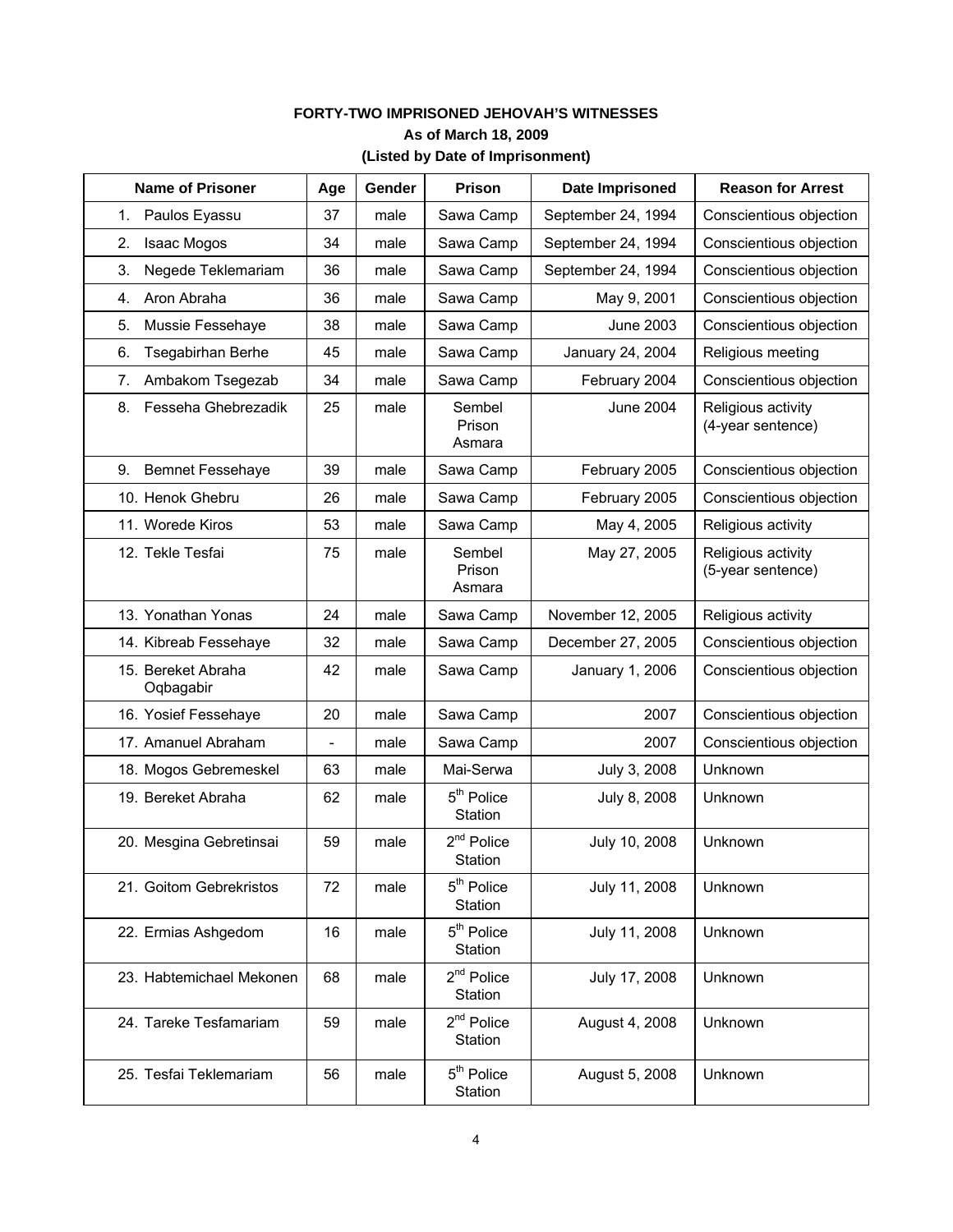**FORTY-TWO IMPRISONED JEHOVAH'S WITNESSES**

**As of March 18, 2009**

**(Listed by Date of Imprisonment)**

| Name of Prisoner | Age | Gender | Prison | Date Imprisoned | Reason for Arrest |
|---|---|---|---|---|---|
| 1. Paulos Eyassu | 37 | male | Sawa Camp | September 24, 1994 | Conscientious objection |
| 2. Isaac Mogos | 34 | male | Sawa Camp | September 24, 1994 | Conscientious objection |
| 3. Negede Teklemariam | 36 | male | Sawa Camp | September 24, 1994 | Conscientious objection |
| 4. Aron Abraha | 36 | male | Sawa Camp | May 9, 2001 | Conscientious objection |
| 5. Mussie Fessehaye | 38 | male | Sawa Camp | June 2003 | Conscientious objection |
| 6. Tsegabirhan Berhe | 45 | male | Sawa Camp | January 24, 2004 | Religious meeting |
| 7. Ambakom Tsegezab | 34 | male | Sawa Camp | February 2004 | Conscientious objection |
| 8. Fesseha Ghebrezadik | 25 | male | Sembel Prison Asmara | June 2004 | Religious activity (4-year sentence) |
| 9. Bemnet Fessehaye | 39 | male | Sawa Camp | February 2005 | Conscientious objection |
| 10. Henok Ghebru | 26 | male | Sawa Camp | February 2005 | Conscientious objection |
| 11. Worede Kiros | 53 | male | Sawa Camp | May 4, 2005 | Religious activity |
| 12. Tekle Tesfai | 75 | male | Sembel Prison Asmara | May 27, 2005 | Religious activity (5-year sentence) |
| 13. Yonathan Yonas | 24 | male | Sawa Camp | November 12, 2005 | Religious activity |
| 14. Kibreab Fessehaye | 32 | male | Sawa Camp | December 27, 2005 | Conscientious objection |
| 15. Bereket Abraha Oqbagabir | 42 | male | Sawa Camp | January 1, 2006 | Conscientious objection |
| 16. Yosief Fessehaye | 20 | male | Sawa Camp | 2007 | Conscientious objection |
| 17. Amanuel Abraham | - | male | Sawa Camp | 2007 | Conscientious objection |
| 18. Mogos Gebremeskel | 63 | male | Mai-Serwa | July 3, 2008 | Unknown |
| 19. Bereket Abraha | 62 | male | 5th Police Station | July 8, 2008 | Unknown |
| 20. Mesgina Gebretinsai | 59 | male | 2nd Police Station | July 10, 2008 | Unknown |
| 21. Goitom Gebrekristos | 72 | male | 5th Police Station | July 11, 2008 | Unknown |
| 22. Ermias Ashgedom | 16 | male | 5th Police Station | July 11, 2008 | Unknown |
| 23. Habtemichael Mekonen | 68 | male | 2nd Police Station | July 17, 2008 | Unknown |
| 24. Tareke Tesfamariam | 59 | male | 2nd Police Station | August 4, 2008 | Unknown |
| 25. Tesfai Teklemariam | 56 | male | 5th Police Station | August 5, 2008 | Unknown |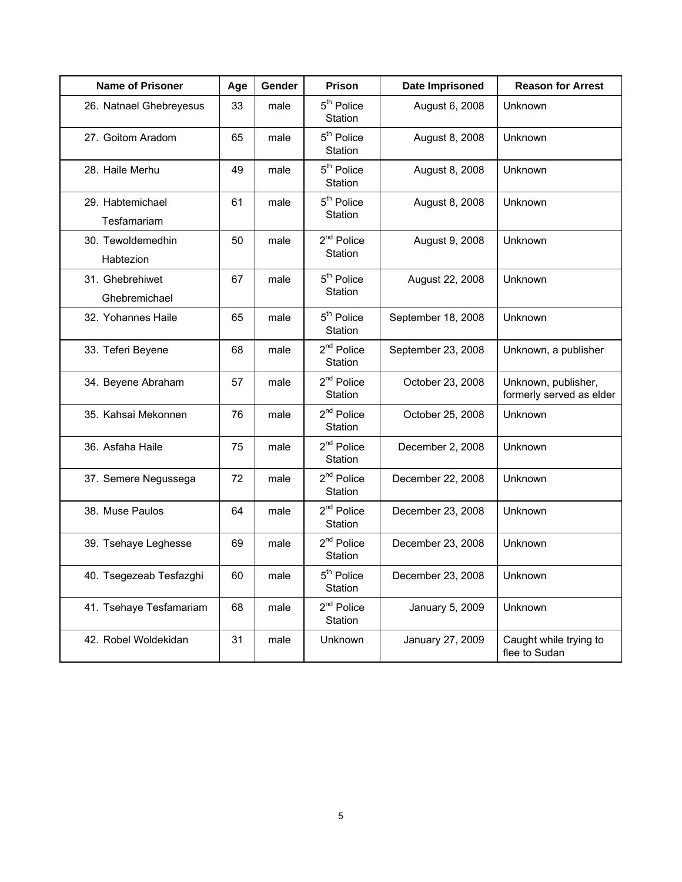| Name of Prisoner | Age | Gender | Prison | Date Imprisoned | Reason for Arrest |
|---|---|---|---|---|---|
| 26. Natnael Ghebreyesus | 33 | male | 5th Police Station | August 6, 2008 | Unknown |
| 27. Goitom Aradom | 65 | male | 5th Police Station | August 8, 2008 | Unknown |
| 28. Haile Merhu | 49 | male | 5th Police Station | August 8, 2008 | Unknown |
| 29. Habtemichael Tesfamariam | 61 | male | 5th Police Station | August 8, 2008 | Unknown |
| 30. Tewoldemedhin Habtezion | 50 | male | 2nd Police Station | August 9, 2008 | Unknown |
| 31. Ghebrehiwet Ghebremichael | 67 | male | 5th Police Station | August 22, 2008 | Unknown |
| 32. Yohannes Haile | 65 | male | 5th Police Station | September 18, 2008 | Unknown |
| 33. Teferi Beyene | 68 | male | 2nd Police Station | September 23, 2008 | Unknown, a publisher |
| 34. Beyene Abraham | 57 | male | 2nd Police Station | October 23, 2008 | Unknown, publisher, formerly served as elder |
| 35. Kahsai Mekonnen | 76 | male | 2nd Police Station | October 25, 2008 | Unknown |
| 36. Asfaha Haile | 75 | male | 2nd Police Station | December 2, 2008 | Unknown |
| 37. Semere Negussega | 72 | male | 2nd Police Station | December 22, 2008 | Unknown |
| 38. Muse Paulos | 64 | male | 2nd Police Station | December 23, 2008 | Unknown |
| 39. Tsehaye Leghesse | 69 | male | 2nd Police Station | December 23, 2008 | Unknown |
| 40. Tsegezeab Tesfazghi | 60 | male | 5th Police Station | December 23, 2008 | Unknown |
| 41. Tsehaye Tesfamariam | 68 | male | 2nd Police Station | January 5, 2009 | Unknown |
| 42. Robel Woldekidan | 31 | male | Unknown | January 27, 2009 | Caught while trying to flee to Sudan |